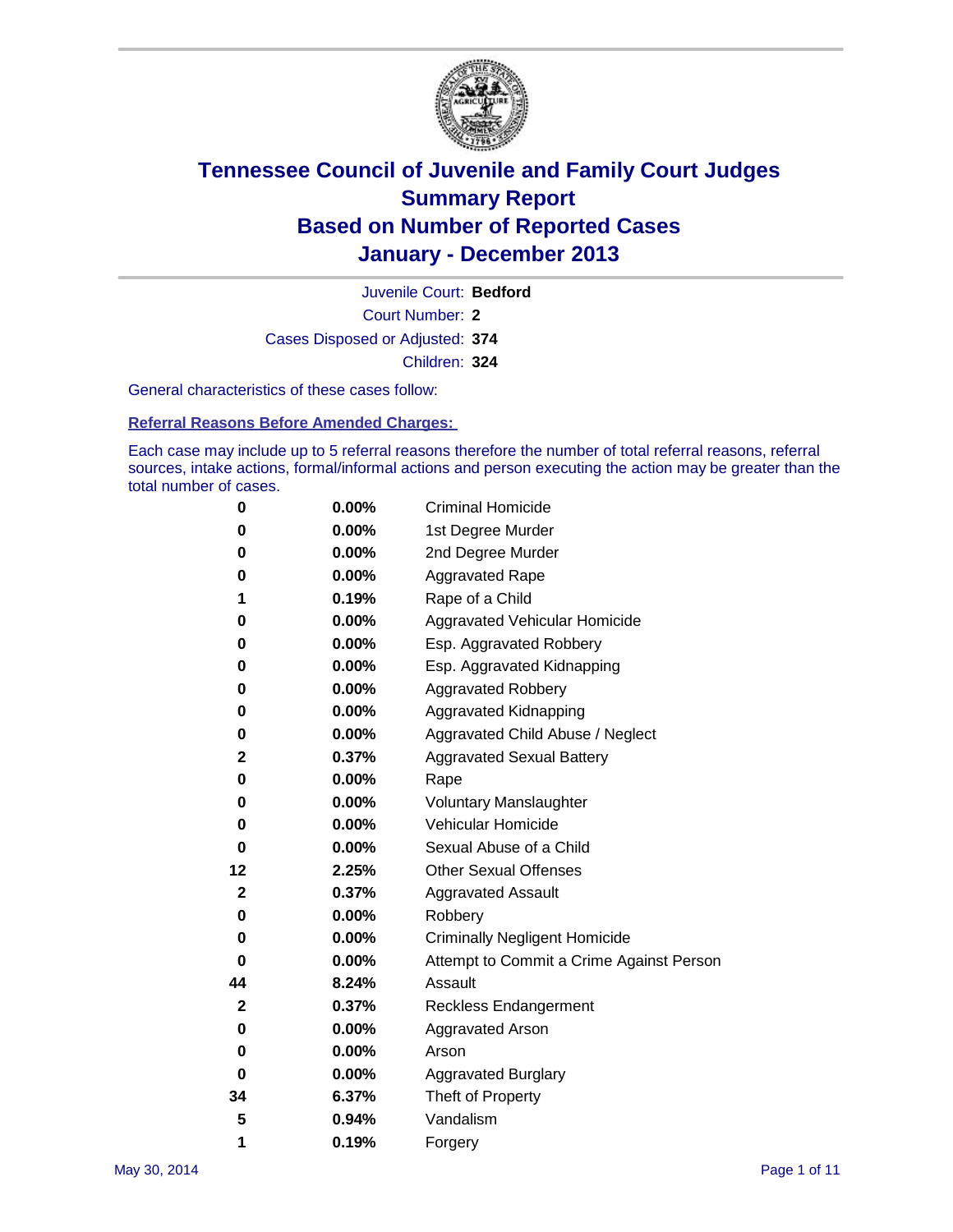# Tennessee Council of Juvenile and Family Court Judges
## Summary Report
## Based on Number of Reported Cases
## January - December 2013

Juvenile Court: **Bedford**

Court Number: **2**

Cases Disposed or Adjusted: **374**

Children: **324**

General characteristics of these cases follow:

### Referral Reasons Before Amended Charges:

Each case may include up to 5 referral reasons therefore the number of total referral reasons, referral sources, intake actions, formal/informal actions and person executing the action may be greater than the total number of cases.

| Count | Percent | Referral Reason |
|---|---|---|
| 0 | 0.00% | Criminal Homicide |
| 0 | 0.00% | 1st Degree Murder |
| 0 | 0.00% | 2nd Degree Murder |
| 0 | 0.00% | Aggravated Rape |
| 1 | 0.19% | Rape of a Child |
| 0 | 0.00% | Aggravated Vehicular Homicide |
| 0 | 0.00% | Esp. Aggravated Robbery |
| 0 | 0.00% | Esp. Aggravated Kidnapping |
| 0 | 0.00% | Aggravated Robbery |
| 0 | 0.00% | Aggravated Kidnapping |
| 0 | 0.00% | Aggravated Child Abuse / Neglect |
| 2 | 0.37% | Aggravated Sexual Battery |
| 0 | 0.00% | Rape |
| 0 | 0.00% | Voluntary Manslaughter |
| 0 | 0.00% | Vehicular Homicide |
| 0 | 0.00% | Sexual Abuse of a Child |
| 12 | 2.25% | Other Sexual Offenses |
| 2 | 0.37% | Aggravated Assault |
| 0 | 0.00% | Robbery |
| 0 | 0.00% | Criminally Negligent Homicide |
| 0 | 0.00% | Attempt to Commit a Crime Against Person |
| 44 | 8.24% | Assault |
| 2 | 0.37% | Reckless Endangerment |
| 0 | 0.00% | Aggravated Arson |
| 0 | 0.00% | Arson |
| 0 | 0.00% | Aggravated Burglary |
| 34 | 6.37% | Theft of Property |
| 5 | 0.94% | Vandalism |
| 1 | 0.19% | Forgery |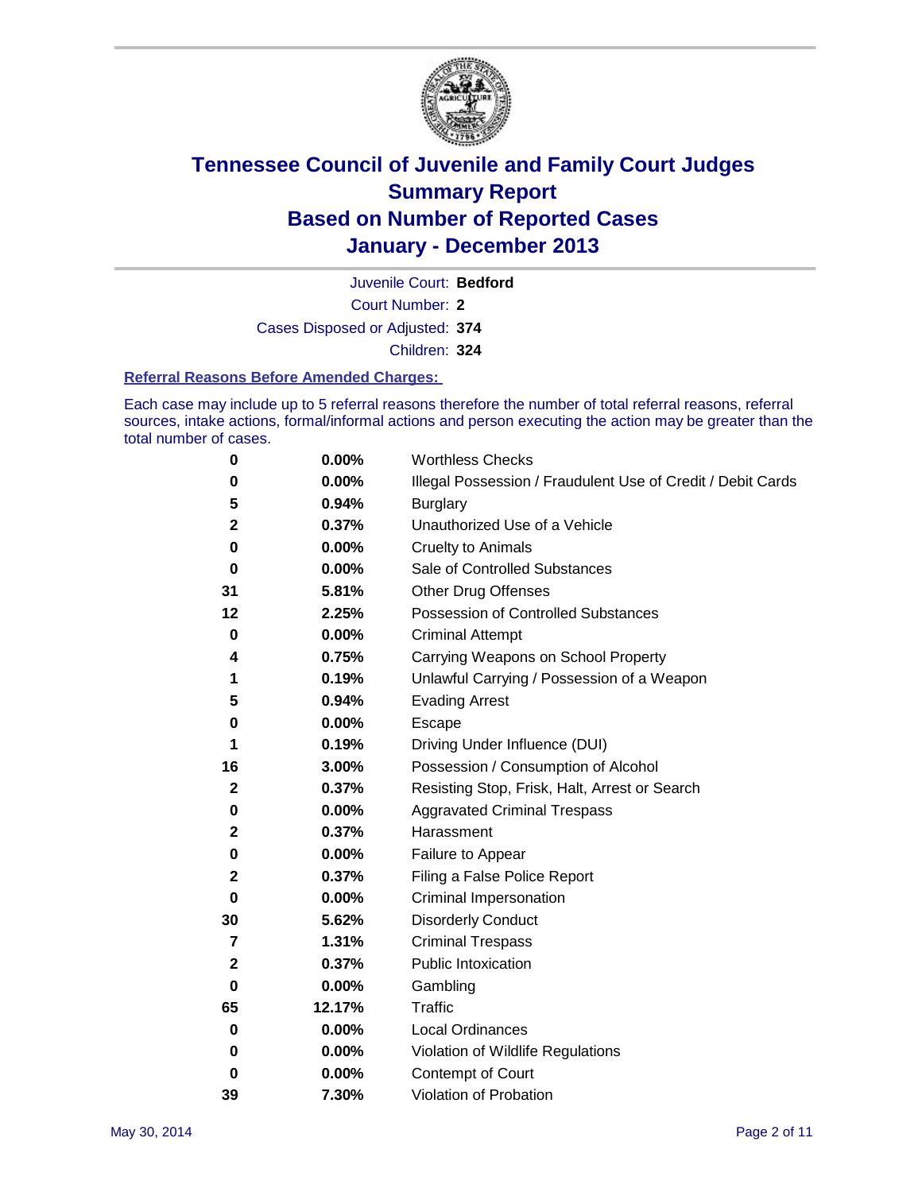# Tennessee Council of Juvenile and Family Court Judges
# Summary Report
# Based on Number of Reported Cases
# January - December 2013

Juvenile Court: **Bedford**

Court Number: **2**

Cases Disposed or Adjusted: **374**

Children: **324**

### Referral Reasons Before Amended Charges:

Each case may include up to 5 referral reasons therefore the number of total referral reasons, referral sources, intake actions, formal/informal actions and person executing the action may be greater than the total number of cases.

| | | |
|---|---|---|
| **0** | **0.00%** | Worthless Checks |
| **0** | **0.00%** | Illegal Possession / Fraudulent Use of Credit / Debit Cards |
| **5** | **0.94%** | Burglary |
| **2** | **0.37%** | Unauthorized Use of a Vehicle |
| **0** | **0.00%** | Cruelty to Animals |
| **0** | **0.00%** | Sale of Controlled Substances |
| **31** | **5.81%** | Other Drug Offenses |
| **12** | **2.25%** | Possession of Controlled Substances |
| **0** | **0.00%** | Criminal Attempt |
| **4** | **0.75%** | Carrying Weapons on School Property |
| **1** | **0.19%** | Unlawful Carrying / Possession of a Weapon |
| **5** | **0.94%** | Evading Arrest |
| **0** | **0.00%** | Escape |
| **1** | **0.19%** | Driving Under Influence (DUI) |
| **16** | **3.00%** | Possession / Consumption of Alcohol |
| **2** | **0.37%** | Resisting Stop, Frisk, Halt, Arrest or Search |
| **0** | **0.00%** | Aggravated Criminal Trespass |
| **2** | **0.37%** | Harassment |
| **0** | **0.00%** | Failure to Appear |
| **2** | **0.37%** | Filing a False Police Report |
| **0** | **0.00%** | Criminal Impersonation |
| **30** | **5.62%** | Disorderly Conduct |
| **7** | **1.31%** | Criminal Trespass |
| **2** | **0.37%** | Public Intoxication |
| **0** | **0.00%** | Gambling |
| **65** | **12.17%** | Traffic |
| **0** | **0.00%** | Local Ordinances |
| **0** | **0.00%** | Violation of Wildlife Regulations |
| **0** | **0.00%** | Contempt of Court |
| **39** | **7.30%** | Violation of Probation |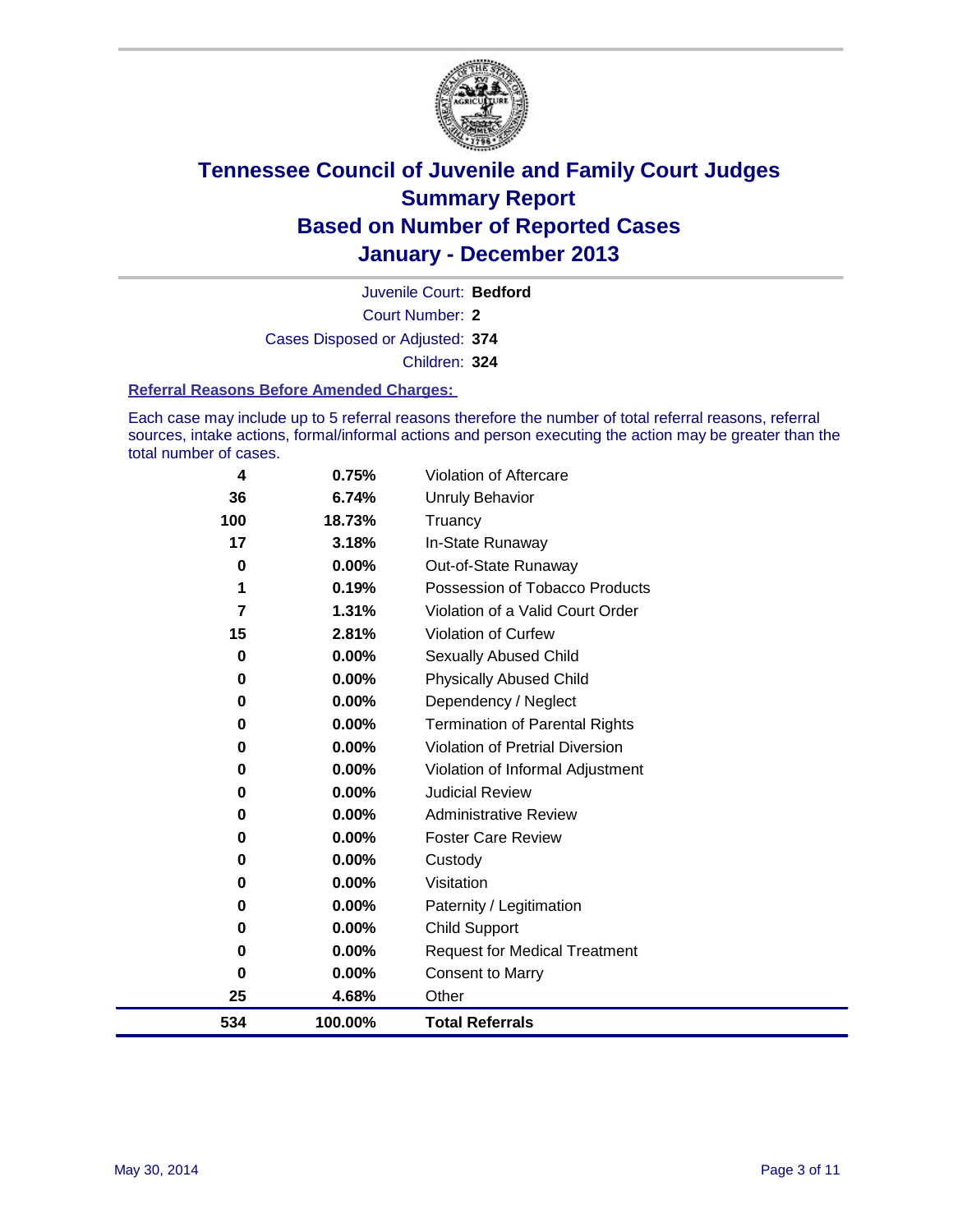# Tennessee Council of Juvenile and Family Court Judges
## Summary Report
## Based on Number of Reported Cases
## January - December 2013

Juvenile Court: **Bedford**

Court Number: **2**

Cases Disposed or Adjusted: **374**

Children: **324**

### Referral Reasons Before Amended Charges:

Each case may include up to 5 referral reasons therefore the number of total referral reasons, referral sources, intake actions, formal/informal actions and person executing the action may be greater than the total number of cases.

| Count | Percent | Referral Reason |
|---|---|---|
| 4 | 0.75% | Violation of Aftercare |
| 36 | 6.74% | Unruly Behavior |
| 100 | 18.73% | Truancy |
| 17 | 3.18% | In-State Runaway |
| 0 | 0.00% | Out-of-State Runaway |
| 1 | 0.19% | Possession of Tobacco Products |
| 7 | 1.31% | Violation of a Valid Court Order |
| 15 | 2.81% | Violation of Curfew |
| 0 | 0.00% | Sexually Abused Child |
| 0 | 0.00% | Physically Abused Child |
| 0 | 0.00% | Dependency / Neglect |
| 0 | 0.00% | Termination of Parental Rights |
| 0 | 0.00% | Violation of Pretrial Diversion |
| 0 | 0.00% | Violation of Informal Adjustment |
| 0 | 0.00% | Judicial Review |
| 0 | 0.00% | Administrative Review |
| 0 | 0.00% | Foster Care Review |
| 0 | 0.00% | Custody |
| 0 | 0.00% | Visitation |
| 0 | 0.00% | Paternity / Legitimation |
| 0 | 0.00% | Child Support |
| 0 | 0.00% | Request for Medical Treatment |
| 0 | 0.00% | Consent to Marry |
| 25 | 4.68% | Other |
| **534** | **100.00%** | **Total Referrals** |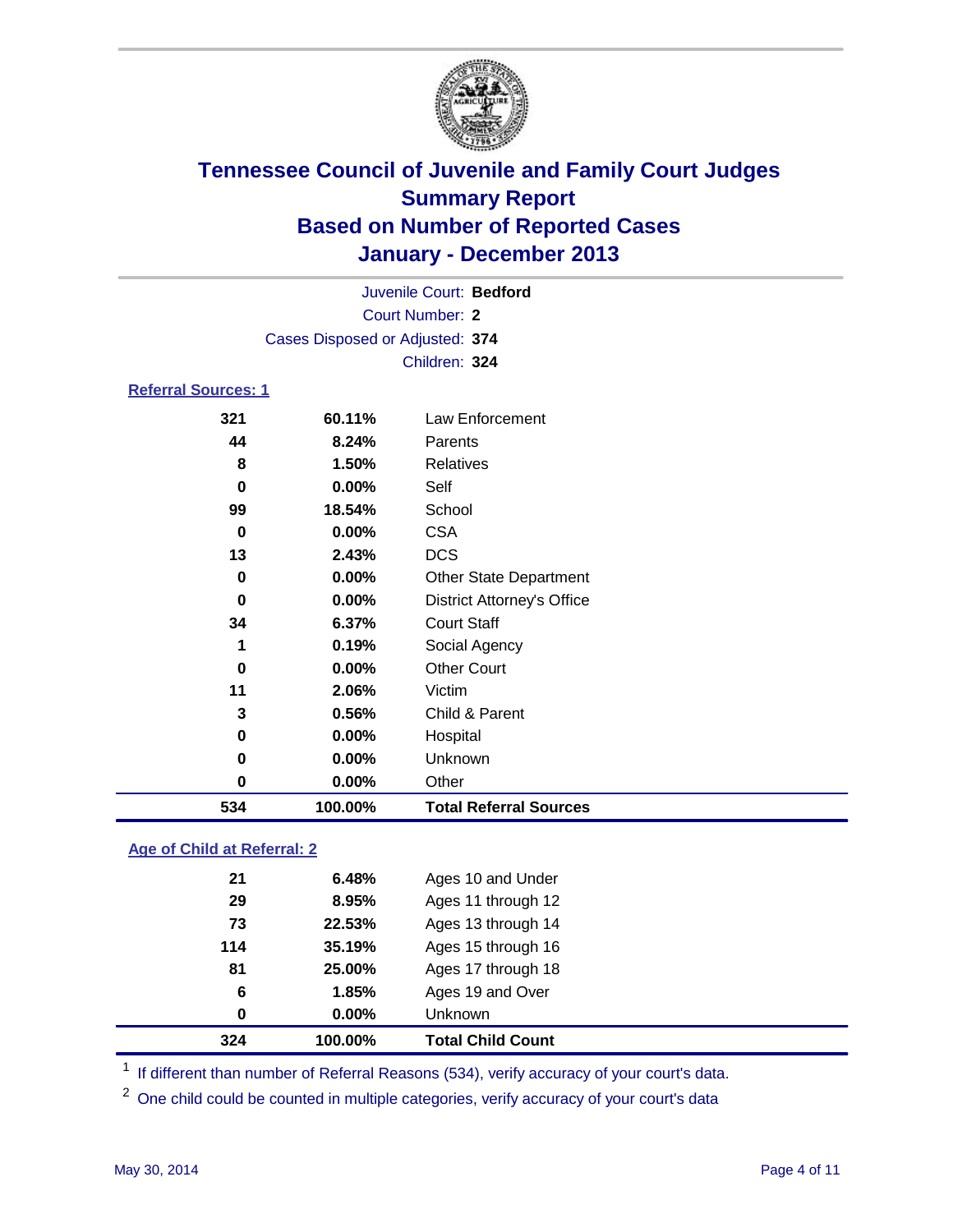# Tennessee Council of Juvenile and Family Court Judges
## Summary Report
## Based on Number of Reported Cases
## January - December 2013

Juvenile Court: **Bedford**
Court Number: **2**
Cases Disposed or Adjusted: **374**
Children: **324**

### Referral Sources: 1

| Count | Percent | Source |
|---|---|---|
| 321 | 60.11% | Law Enforcement |
| 44 | 8.24% | Parents |
| 8 | 1.50% | Relatives |
| 0 | 0.00% | Self |
| 99 | 18.54% | School |
| 0 | 0.00% | CSA |
| 13 | 2.43% | DCS |
| 0 | 0.00% | Other State Department |
| 0 | 0.00% | District Attorney's Office |
| 34 | 6.37% | Court Staff |
| 1 | 0.19% | Social Agency |
| 0 | 0.00% | Other Court |
| 11 | 2.06% | Victim |
| 3 | 0.56% | Child & Parent |
| 0 | 0.00% | Hospital |
| 0 | 0.00% | Unknown |
| 0 | 0.00% | Other |
| **534** | **100.00%** | **Total Referral Sources** |

### Age of Child at Referral: 2

| Count | Percent | Age |
|---|---|---|
| 21 | 6.48% | Ages 10 and Under |
| 29 | 8.95% | Ages 11 through 12 |
| 73 | 22.53% | Ages 13 through 14 |
| 114 | 35.19% | Ages 15 through 16 |
| 81 | 25.00% | Ages 17 through 18 |
| 6 | 1.85% | Ages 19 and Over |
| 0 | 0.00% | Unknown |
| **324** | **100.00%** | **Total Child Count** |

[1] If different than number of Referral Reasons (534), verify accuracy of your court's data.

[2] One child could be counted in multiple categories, verify accuracy of your court's data

May 30, 2014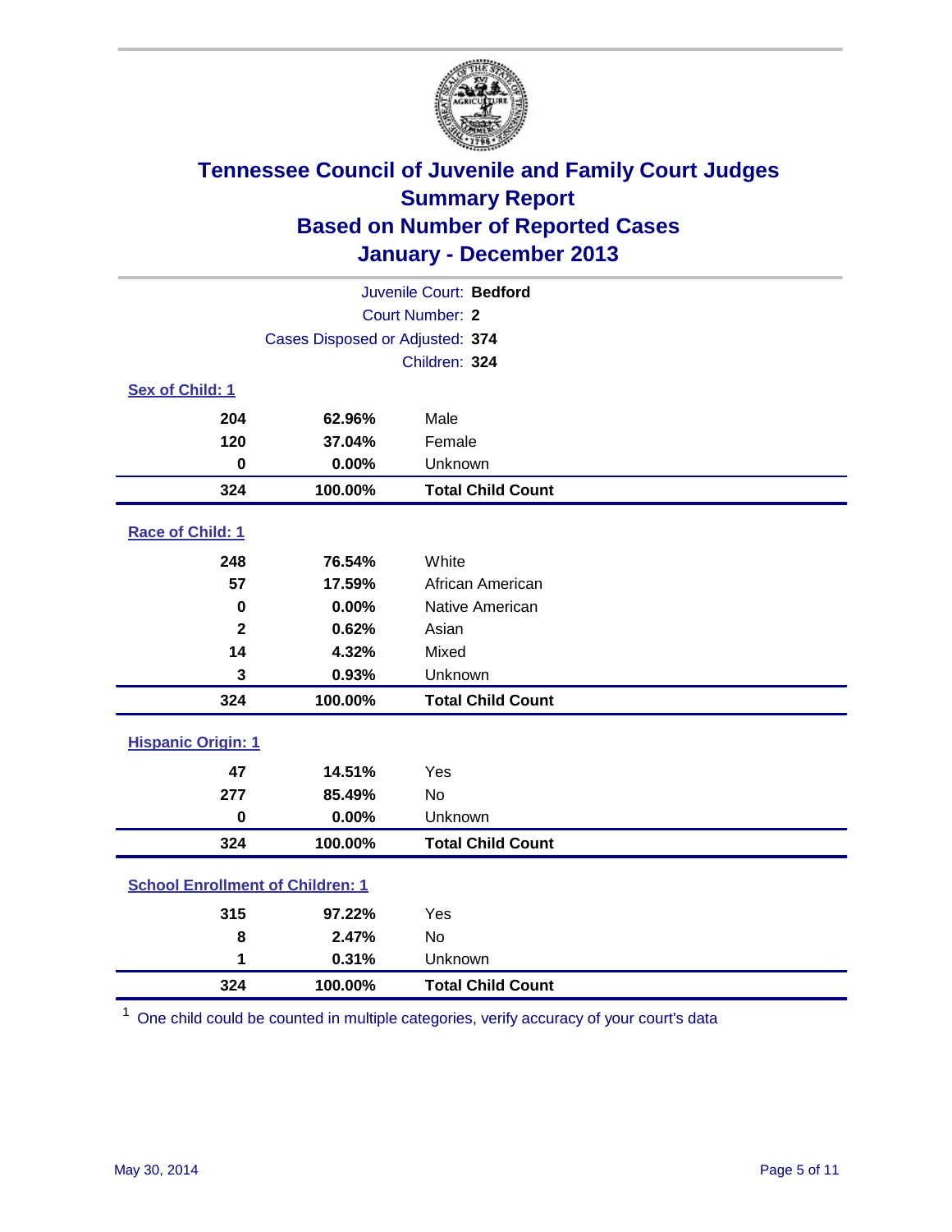# Tennessee Council of Juvenile and Family Court Judges
## Summary Report
## Based on Number of Reported Cases
## January - December 2013

Juvenile Court: **Bedford**
Court Number: **2**
Cases Disposed or Adjusted: **374**
Children: **324**

### Sex of Child: 1

| | | |
|---|---|---|
| **204** | **62.96%** | Male |
| **120** | **37.04%** | Female |
| **0** | **0.00%** | Unknown |
| **324** | **100.00%** | **Total Child Count** |

### Race of Child: 1

| | | |
|---|---|---|
| **248** | **76.54%** | White |
| **57** | **17.59%** | African American |
| **0** | **0.00%** | Native American |
| **2** | **0.62%** | Asian |
| **14** | **4.32%** | Mixed |
| **3** | **0.93%** | Unknown |
| **324** | **100.00%** | **Total Child Count** |

### Hispanic Origin: 1

| | | |
|---|---|---|
| **47** | **14.51%** | Yes |
| **277** | **85.49%** | No |
| **0** | **0.00%** | Unknown |
| **324** | **100.00%** | **Total Child Count** |

### School Enrollment of Children: 1

| | | |
|---|---|---|
| **315** | **97.22%** | Yes |
| **8** | **2.47%** | No |
| **1** | **0.31%** | Unknown |
| **324** | **100.00%** | **Total Child Count** |

[1] One child could be counted in multiple categories, verify accuracy of your court's data

May 30, 2014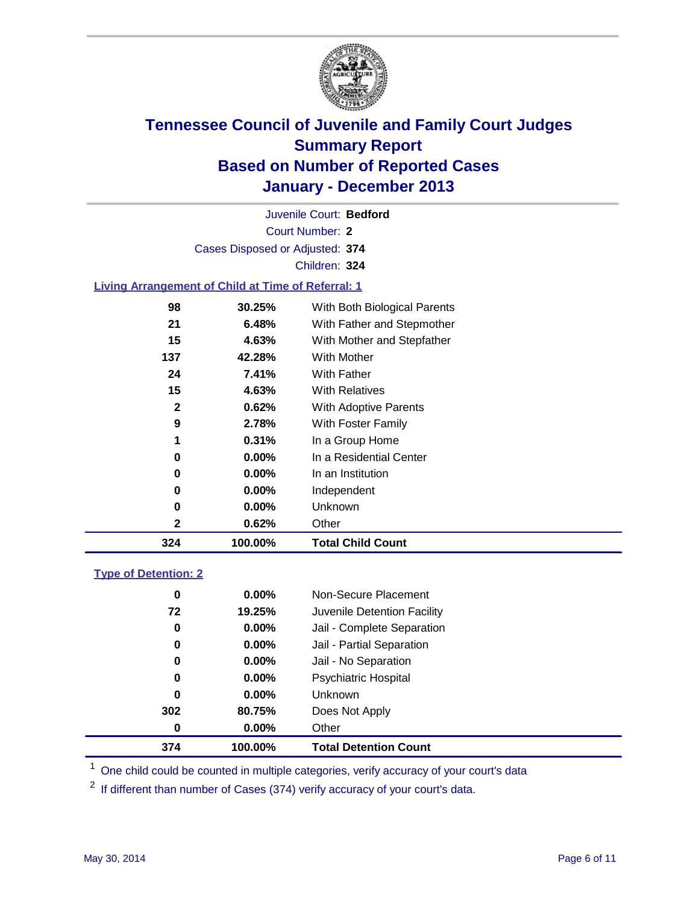# Tennessee Council of Juvenile and Family Court Judges
# Summary Report
# Based on Number of Reported Cases
# January - December 2013

Juvenile Court: **Bedford**
Court Number: **2**
Cases Disposed or Adjusted: **374**
Children: **324**

## Living Arrangement of Child at Time of Referral: 1

| Count | Percent | Category |
|---|---|---|
| 98 | 30.25% | With Both Biological Parents |
| 21 | 6.48% | With Father and Stepmother |
| 15 | 4.63% | With Mother and Stepfather |
| 137 | 42.28% | With Mother |
| 24 | 7.41% | With Father |
| 15 | 4.63% | With Relatives |
| 2 | 0.62% | With Adoptive Parents |
| 9 | 2.78% | With Foster Family |
| 1 | 0.31% | In a Group Home |
| 0 | 0.00% | In a Residential Center |
| 0 | 0.00% | In an Institution |
| 0 | 0.00% | Independent |
| 0 | 0.00% | Unknown |
| 2 | 0.62% | Other |
| **324** | **100.00%** | **Total Child Count** |

## Type of Detention: 2

| Count | Percent | Category |
|---|---|---|
| 0 | 0.00% | Non-Secure Placement |
| 72 | 19.25% | Juvenile Detention Facility |
| 0 | 0.00% | Jail - Complete Separation |
| 0 | 0.00% | Jail - Partial Separation |
| 0 | 0.00% | Jail - No Separation |
| 0 | 0.00% | Psychiatric Hospital |
| 0 | 0.00% | Unknown |
| 302 | 80.75% | Does Not Apply |
| 0 | 0.00% | Other |
| **374** | **100.00%** | **Total Detention Count** |

[1] One child could be counted in multiple categories, verify accuracy of your court's data

[2] If different than number of Cases (374) verify accuracy of your court's data.

May 30, 2014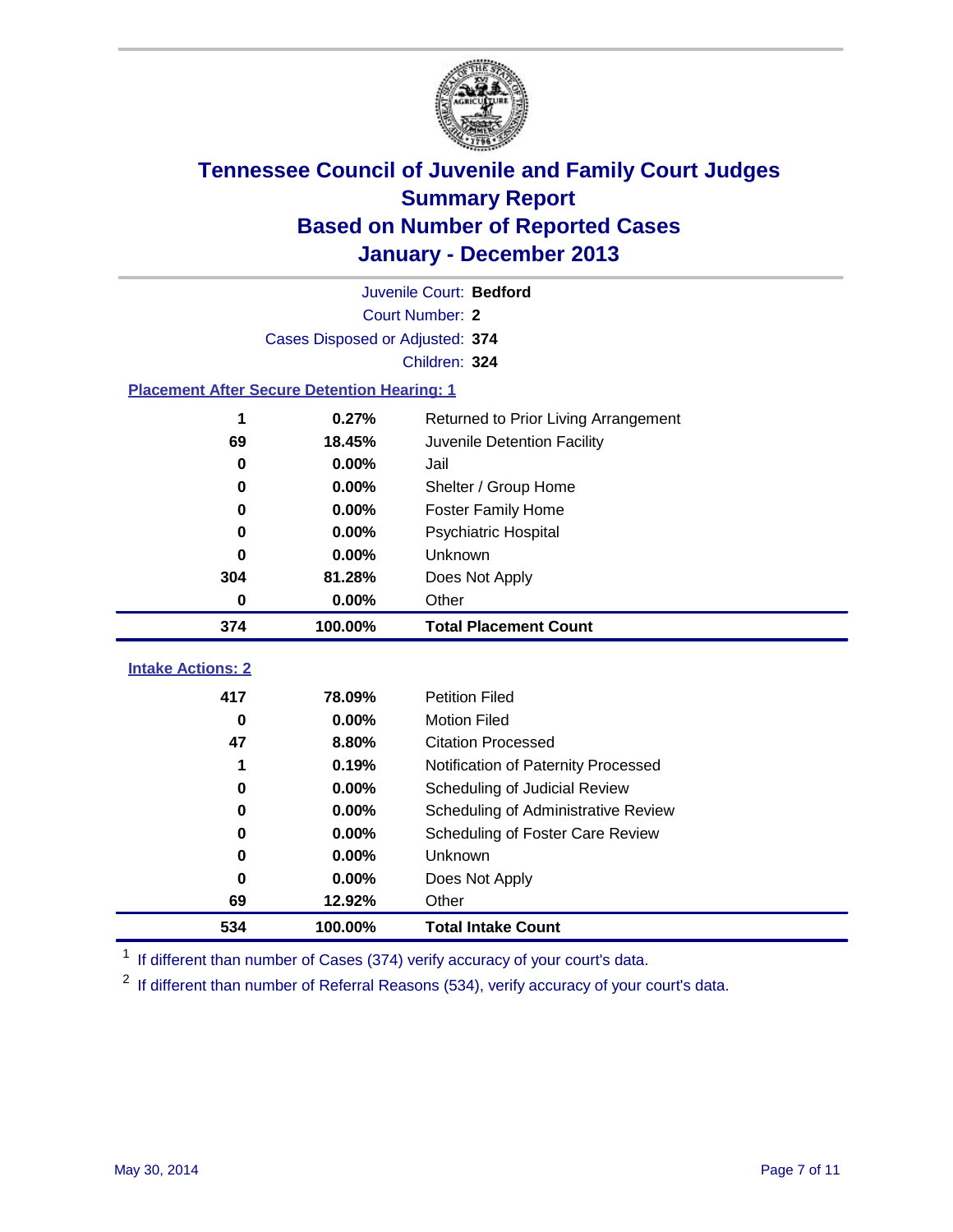# Tennessee Council of Juvenile and Family Court Judges
## Summary Report
## Based on Number of Reported Cases
## January - December 2013

Juvenile Court: **Bedford**
Court Number: **2**
Cases Disposed or Adjusted: **374**
Children: **324**

### Placement After Secure Detention Hearing: 1

| | | |
|---|---|---|
| 1 | 0.27% | Returned to Prior Living Arrangement |
| 69 | 18.45% | Juvenile Detention Facility |
| 0 | 0.00% | Jail |
| 0 | 0.00% | Shelter / Group Home |
| 0 | 0.00% | Foster Family Home |
| 0 | 0.00% | Psychiatric Hospital |
| 0 | 0.00% | Unknown |
| 304 | 81.28% | Does Not Apply |
| 0 | 0.00% | Other |
| **374** | **100.00%** | **Total Placement Count** |

### Intake Actions: 2

| | | |
|---|---|---|
| 417 | 78.09% | Petition Filed |
| 0 | 0.00% | Motion Filed |
| 47 | 8.80% | Citation Processed |
| 1 | 0.19% | Notification of Paternity Processed |
| 0 | 0.00% | Scheduling of Judicial Review |
| 0 | 0.00% | Scheduling of Administrative Review |
| 0 | 0.00% | Scheduling of Foster Care Review |
| 0 | 0.00% | Unknown |
| 0 | 0.00% | Does Not Apply |
| 69 | 12.92% | Other |
| **534** | **100.00%** | **Total Intake Count** |

[1] If different than number of Cases (374) verify accuracy of your court's data.

[2] If different than number of Referral Reasons (534), verify accuracy of your court's data.

May 30, 2014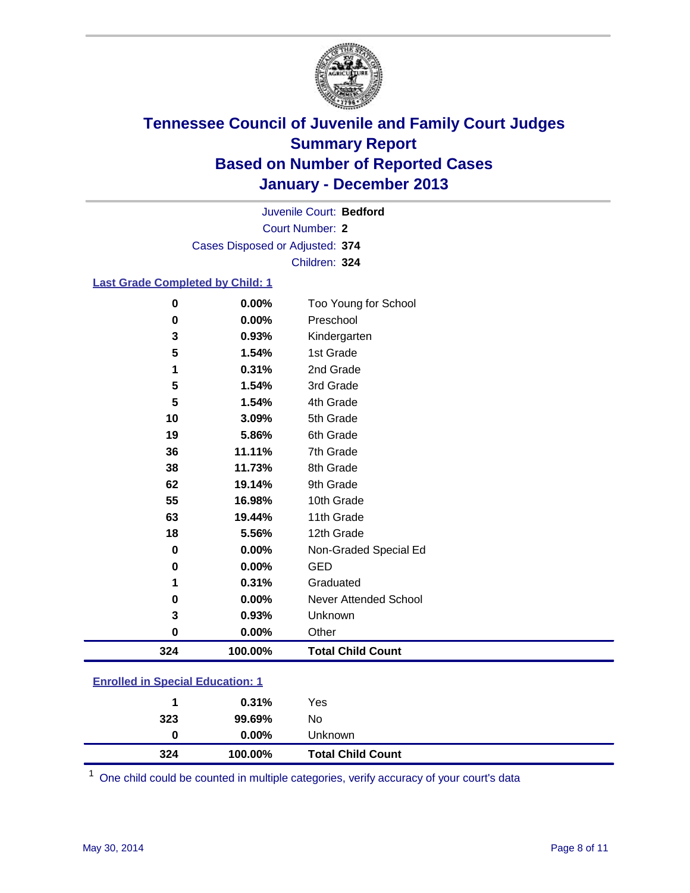# Tennessee Council of Juvenile and Family Court Judges
## Summary Report
## Based on Number of Reported Cases
## January - December 2013

Juvenile Court: **Bedford**
Court Number: **2**
Cases Disposed or Adjusted: **374**
Children: **324**

### Last Grade Completed by Child: 1

| | | |
|---|---|---|
| 0 | 0.00% | Too Young for School |
| 0 | 0.00% | Preschool |
| 3 | 0.93% | Kindergarten |
| 5 | 1.54% | 1st Grade |
| 1 | 0.31% | 2nd Grade |
| 5 | 1.54% | 3rd Grade |
| 5 | 1.54% | 4th Grade |
| 10 | 3.09% | 5th Grade |
| 19 | 5.86% | 6th Grade |
| 36 | 11.11% | 7th Grade |
| 38 | 11.73% | 8th Grade |
| 62 | 19.14% | 9th Grade |
| 55 | 16.98% | 10th Grade |
| 63 | 19.44% | 11th Grade |
| 18 | 5.56% | 12th Grade |
| 0 | 0.00% | Non-Graded Special Ed |
| 0 | 0.00% | GED |
| 1 | 0.31% | Graduated |
| 0 | 0.00% | Never Attended School |
| 3 | 0.93% | Unknown |
| 0 | 0.00% | Other |
| **324** | **100.00%** | **Total Child Count** |

### Enrolled in Special Education: 1

| | | |
|---|---|---|
| 1 | 0.31% | Yes |
| 323 | 99.69% | No |
| 0 | 0.00% | Unknown |
| **324** | **100.00%** | **Total Child Count** |

[1] One child could be counted in multiple categories, verify accuracy of your court's data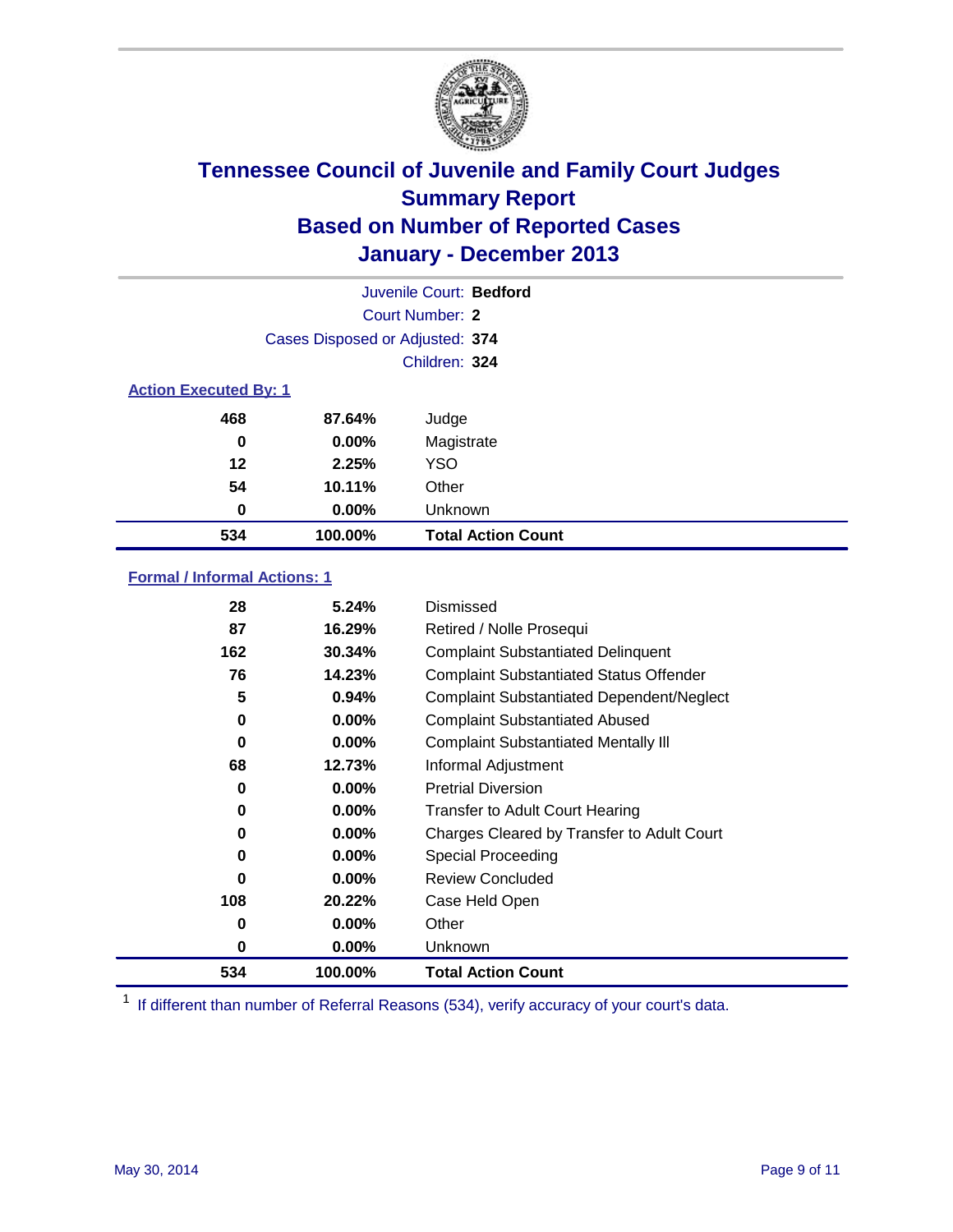# Tennessee Council of Juvenile and Family Court Judges
## Summary Report
## Based on Number of Reported Cases
## January - December 2013

Juvenile Court: **Bedford**

Court Number: **2**

Cases Disposed or Adjusted: **374**

Children: **324**

### Action Executed By: 1

| | | |
|---|---|---|
| 468 | 87.64% | Judge |
| 0 | 0.00% | Magistrate |
| 12 | 2.25% | YSO |
| 54 | 10.11% | Other |
| 0 | 0.00% | Unknown |
| **534** | **100.00%** | **Total Action Count** |

### Formal / Informal Actions: 1

| | | |
|---|---|---|
| 28 | 5.24% | Dismissed |
| 87 | 16.29% | Retired / Nolle Prosequi |
| 162 | 30.34% | Complaint Substantiated Delinquent |
| 76 | 14.23% | Complaint Substantiated Status Offender |
| 5 | 0.94% | Complaint Substantiated Dependent/Neglect |
| 0 | 0.00% | Complaint Substantiated Abused |
| 0 | 0.00% | Complaint Substantiated Mentally Ill |
| 68 | 12.73% | Informal Adjustment |
| 0 | 0.00% | Pretrial Diversion |
| 0 | 0.00% | Transfer to Adult Court Hearing |
| 0 | 0.00% | Charges Cleared by Transfer to Adult Court |
| 0 | 0.00% | Special Proceeding |
| 0 | 0.00% | Review Concluded |
| 108 | 20.22% | Case Held Open |
| 0 | 0.00% | Other |
| 0 | 0.00% | Unknown |
| **534** | **100.00%** | **Total Action Count** |

[1] If different than number of Referral Reasons (534), verify accuracy of your court's data.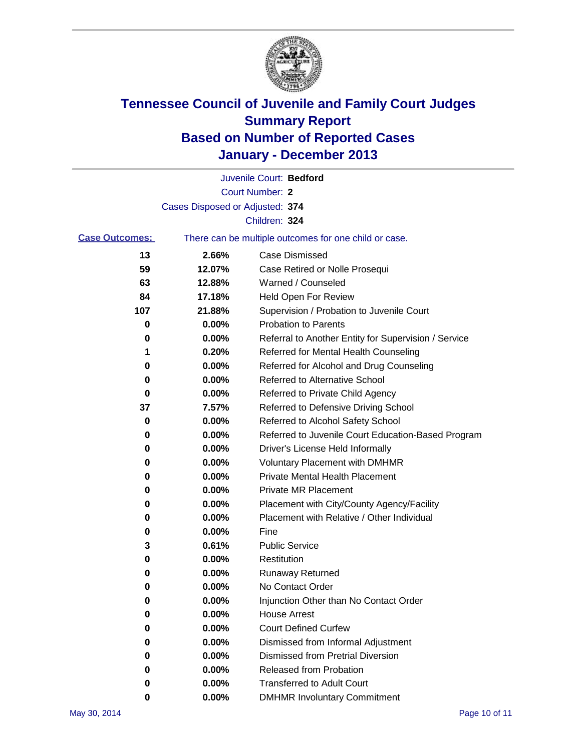# Tennessee Council of Juvenile and Family Court Judges
# Summary Report
# Based on Number of Reported Cases
# January - December 2013

Juvenile Court: **Bedford**

Court Number: **2**

Cases Disposed or Adjusted: **374**

Children: **324**

**Case Outcomes:** There can be multiple outcomes for one child or case.

| Count | Percent | Outcome |
|---|---|---|
| 13 | 2.66% | Case Dismissed |
| 59 | 12.07% | Case Retired or Nolle Prosequi |
| 63 | 12.88% | Warned / Counseled |
| 84 | 17.18% | Held Open For Review |
| 107 | 21.88% | Supervision / Probation to Juvenile Court |
| 0 | 0.00% | Probation to Parents |
| 0 | 0.00% | Referral to Another Entity for Supervision / Service |
| 1 | 0.20% | Referred for Mental Health Counseling |
| 0 | 0.00% | Referred for Alcohol and Drug Counseling |
| 0 | 0.00% | Referred to Alternative School |
| 0 | 0.00% | Referred to Private Child Agency |
| 37 | 7.57% | Referred to Defensive Driving School |
| 0 | 0.00% | Referred to Alcohol Safety School |
| 0 | 0.00% | Referred to Juvenile Court Education-Based Program |
| 0 | 0.00% | Driver's License Held Informally |
| 0 | 0.00% | Voluntary Placement with DMHMR |
| 0 | 0.00% | Private Mental Health Placement |
| 0 | 0.00% | Private MR Placement |
| 0 | 0.00% | Placement with City/County Agency/Facility |
| 0 | 0.00% | Placement with Relative / Other Individual |
| 0 | 0.00% | Fine |
| 3 | 0.61% | Public Service |
| 0 | 0.00% | Restitution |
| 0 | 0.00% | Runaway Returned |
| 0 | 0.00% | No Contact Order |
| 0 | 0.00% | Injunction Other than No Contact Order |
| 0 | 0.00% | House Arrest |
| 0 | 0.00% | Court Defined Curfew |
| 0 | 0.00% | Dismissed from Informal Adjustment |
| 0 | 0.00% | Dismissed from Pretrial Diversion |
| 0 | 0.00% | Released from Probation |
| 0 | 0.00% | Transferred to Adult Court |
| 0 | 0.00% | DMHMR Involuntary Commitment |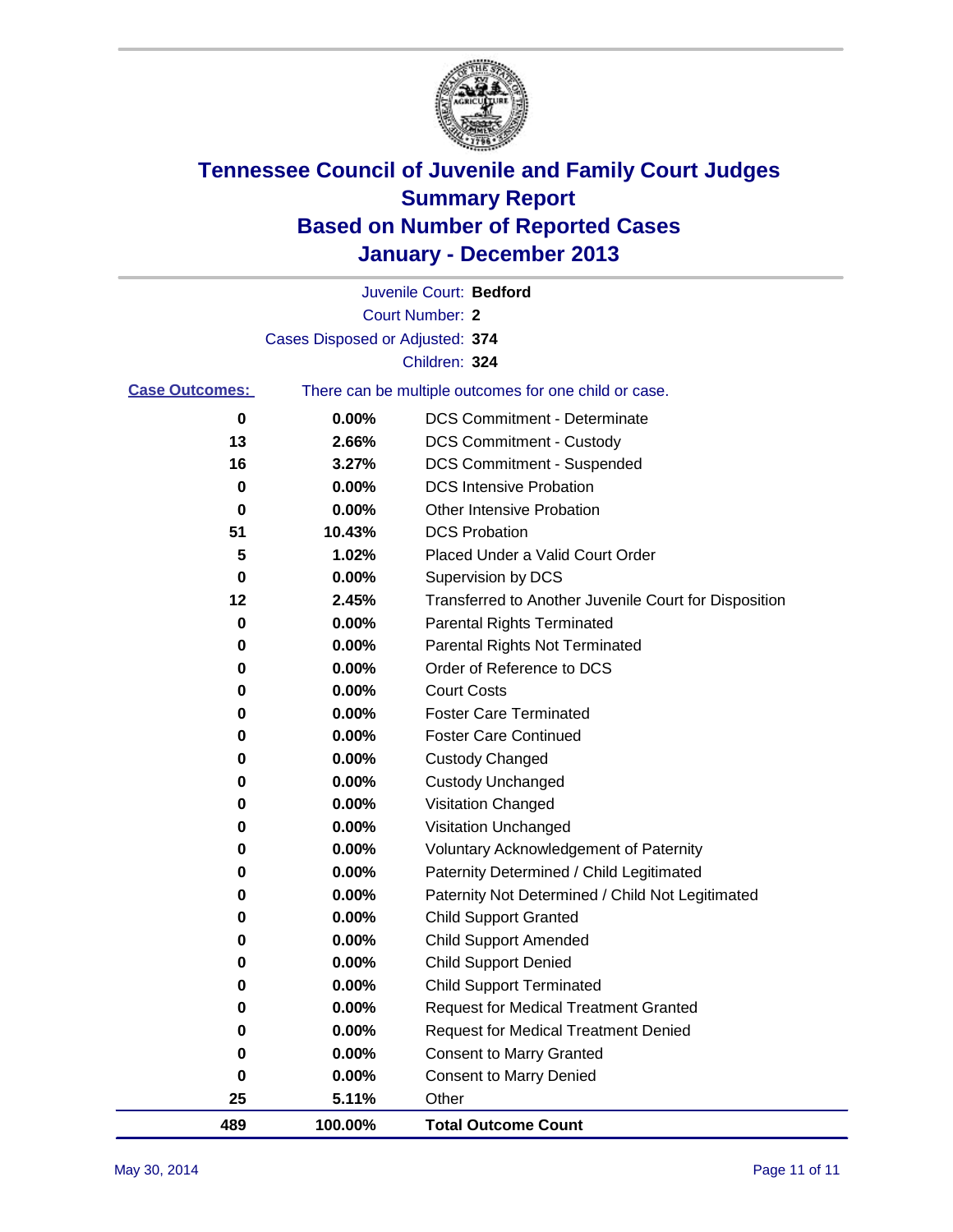# Tennessee Council of Juvenile and Family Court Judges
# Summary Report
# Based on Number of Reported Cases
# January - December 2013

Juvenile Court: **Bedford**

Court Number: **2**

Cases Disposed or Adjusted: **374**

Children: **324**

**Case Outcomes:** There can be multiple outcomes for one child or case.

| | | |
|---|---|---|
| 0 | 0.00% | DCS Commitment - Determinate |
| 13 | 2.66% | DCS Commitment - Custody |
| 16 | 3.27% | DCS Commitment - Suspended |
| 0 | 0.00% | DCS Intensive Probation |
| 0 | 0.00% | Other Intensive Probation |
| 51 | 10.43% | DCS Probation |
| 5 | 1.02% | Placed Under a Valid Court Order |
| 0 | 0.00% | Supervision by DCS |
| 12 | 2.45% | Transferred to Another Juvenile Court for Disposition |
| 0 | 0.00% | Parental Rights Terminated |
| 0 | 0.00% | Parental Rights Not Terminated |
| 0 | 0.00% | Order of Reference to DCS |
| 0 | 0.00% | Court Costs |
| 0 | 0.00% | Foster Care Terminated |
| 0 | 0.00% | Foster Care Continued |
| 0 | 0.00% | Custody Changed |
| 0 | 0.00% | Custody Unchanged |
| 0 | 0.00% | Visitation Changed |
| 0 | 0.00% | Visitation Unchanged |
| 0 | 0.00% | Voluntary Acknowledgement of Paternity |
| 0 | 0.00% | Paternity Determined / Child Legitimated |
| 0 | 0.00% | Paternity Not Determined / Child Not Legitimated |
| 0 | 0.00% | Child Support Granted |
| 0 | 0.00% | Child Support Amended |
| 0 | 0.00% | Child Support Denied |
| 0 | 0.00% | Child Support Terminated |
| 0 | 0.00% | Request for Medical Treatment Granted |
| 0 | 0.00% | Request for Medical Treatment Denied |
| 0 | 0.00% | Consent to Marry Granted |
| 0 | 0.00% | Consent to Marry Denied |
| 25 | 5.11% | Other |
| **489** | **100.00%** | **Total Outcome Count** |

May 30, 2014